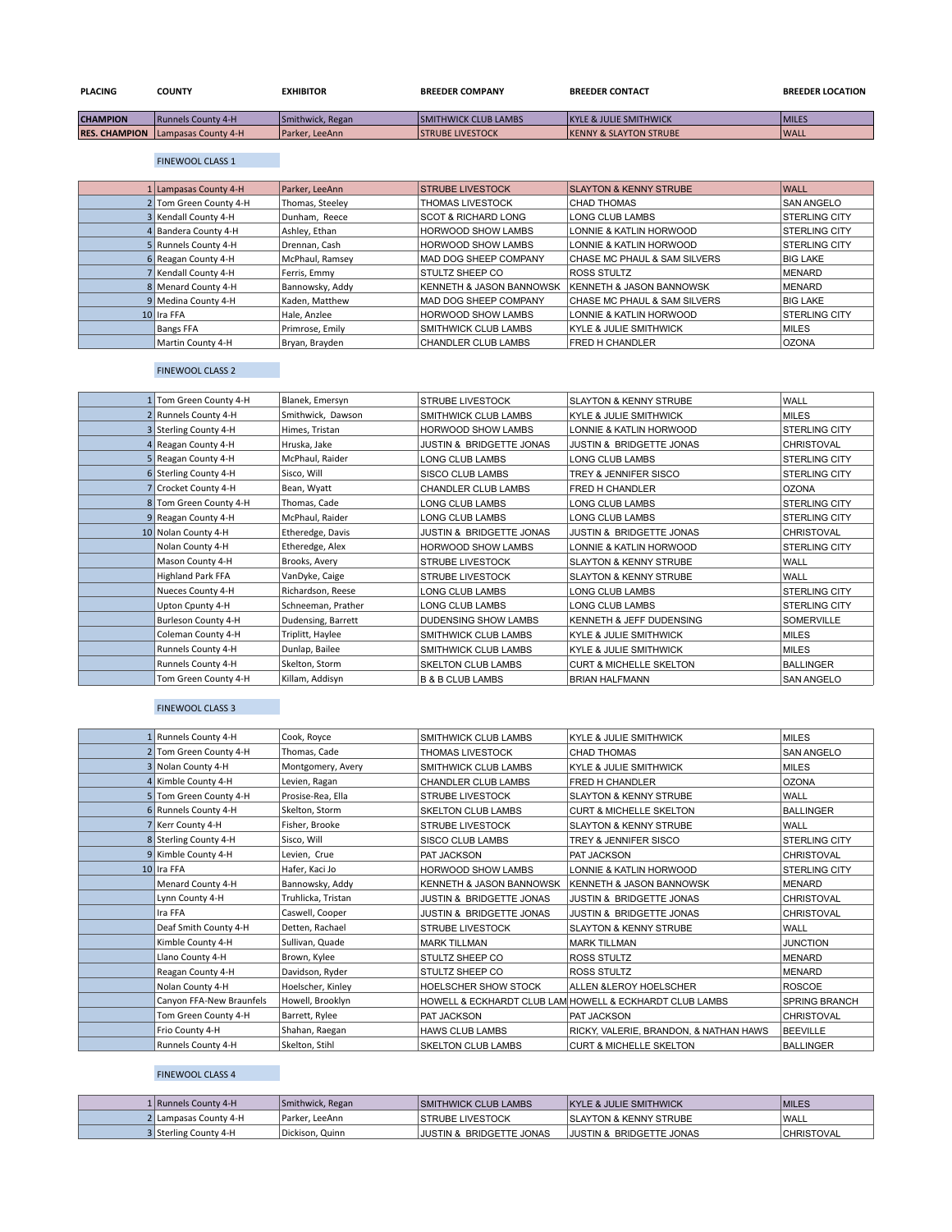| PLACING | COUNTY | EXHIBITOR | BREEDER COMPANY | BREEDER CONTACT | BREEDER LOCATION |
|---|---|---|---|---|---|
| CHAMPION | Runnels County 4-H | Smithwick, Regan | SMITHWICK CLUB LAMBS | KYLE & JULIE SMITHWICK | MILES |
| RES. CHAMPION | Lampasas County 4-H | Parker, LeeAnn | STRUBE LIVESTOCK | KENNY & SLAYTON STRUBE | WALL |

FINEWOOL CLASS 1

| PLACING | COUNTY | EXHIBITOR | BREEDER COMPANY | BREEDER CONTACT | BREEDER LOCATION |
|---|---|---|---|---|---|
| 1 | Lampasas County 4-H | Parker, LeeAnn | STRUBE LIVESTOCK | SLAYTON & KENNY STRUBE | WALL |
| 2 | Tom Green County 4-H | Thomas, Steeley | THOMAS LIVESTOCK | CHAD THOMAS | SAN ANGELO |
| 3 | Kendall County 4-H | Dunham, Reece | SCOT & RICHARD LONG | LONG CLUB LAMBS | STERLING CITY |
| 4 | Bandera County 4-H | Ashley, Ethan | HORWOOD SHOW LAMBS | LONNIE & KATLIN HORWOOD | STERLING CITY |
| 5 | Runnels County 4-H | Drennan, Cash | HORWOOD SHOW LAMBS | LONNIE & KATLIN HORWOOD | STERLING CITY |
| 6 | Reagan County 4-H | McPhaul, Ramsey | MAD DOG SHEEP COMPANY | CHASE MC PHAUL & SAM SILVERS | BIG LAKE |
| 7 | Kendall County 4-H | Ferris, Emmy | STULTZ SHEEP CO | ROSS STULTZ | MENARD |
| 8 | Menard County 4-H | Bannowsky, Addy | KENNETH & JASON BANNOWSK | KENNETH & JASON BANNOWSK | MENARD |
| 9 | Medina County 4-H | Kaden, Matthew | MAD DOG SHEEP COMPANY | CHASE MC PHAUL & SAM SILVERS | BIG LAKE |
| 10 | Ira FFA | Hale, Anzlee | HORWOOD SHOW LAMBS | LONNIE & KATLIN HORWOOD | STERLING CITY |
| | Bangs FFA | Primrose, Emily | SMITHWICK CLUB LAMBS | KYLE & JULIE SMITHWICK | MILES |
| | Martin County 4-H | Bryan, Brayden | CHANDLER CLUB LAMBS | FRED H CHANDLER | OZONA |

FINEWOOL CLASS 2

| PLACING | COUNTY | EXHIBITOR | BREEDER COMPANY | BREEDER CONTACT | BREEDER LOCATION |
|---|---|---|---|---|---|
| 1 | Tom Green County 4-H | Blanek, Emersyn | STRUBE LIVESTOCK | SLAYTON & KENNY STRUBE | WALL |
| 2 | Runnels County 4-H | Smithwick, Dawson | SMITHWICK CLUB LAMBS | KYLE & JULIE SMITHWICK | MILES |
| 3 | Sterling County 4-H | Himes, Tristan | HORWOOD SHOW LAMBS | LONNIE & KATLIN HORWOOD | STERLING CITY |
| 4 | Reagan County 4-H | Hruska, Jake | JUSTIN & BRIDGETTE JONAS | JUSTIN & BRIDGETTE JONAS | CHRISTOVAL |
| 5 | Reagan County 4-H | McPhaul, Raider | LONG CLUB LAMBS | LONG CLUB LAMBS | STERLING CITY |
| 6 | Sterling County 4-H | Sisco, Will | SISCO CLUB LAMBS | TREY & JENNIFER SISCO | STERLING CITY |
| 7 | Crocket County 4-H | Bean, Wyatt | CHANDLER CLUB LAMBS | FRED H CHANDLER | OZONA |
| 8 | Tom Green County 4-H | Thomas, Cade | LONG CLUB LAMBS | LONG CLUB LAMBS | STERLING CITY |
| 9 | Reagan County 4-H | McPhaul, Raider | LONG CLUB LAMBS | LONG CLUB LAMBS | STERLING CITY |
| 10 | Nolan County 4-H | Etheredge, Davis | JUSTIN & BRIDGETTE JONAS | JUSTIN & BRIDGETTE JONAS | CHRISTOVAL |
| | Nolan County 4-H | Etheredge, Alex | HORWOOD SHOW LAMBS | LONNIE & KATLIN HORWOOD | STERLING CITY |
| | Mason County 4-H | Brooks, Avery | STRUBE LIVESTOCK | SLAYTON & KENNY STRUBE | WALL |
| | Highland Park FFA | VanDyke, Caige | STRUBE LIVESTOCK | SLAYTON & KENNY STRUBE | WALL |
| | Nueces County 4-H | Richardson, Reese | LONG CLUB LAMBS | LONG CLUB LAMBS | STERLING CITY |
| | Upton Cpunty 4-H | Schneeman, Prather | LONG CLUB LAMBS | LONG CLUB LAMBS | STERLING CITY |
| | Burleson County 4-H | Dudensing, Barrett | DUDENSING SHOW LAMBS | KENNETH & JEFF DUDENSING | SOMERVILLE |
| | Coleman County 4-H | Triplitt, Haylee | SMITHWICK CLUB LAMBS | KYLE & JULIE SMITHWICK | MILES |
| | Runnels County 4-H | Dunlap, Bailee | SMITHWICK CLUB LAMBS | KYLE & JULIE SMITHWICK | MILES |
| | Runnels County 4-H | Skelton, Storm | SKELTON CLUB LAMBS | CURT & MICHELLE SKELTON | BALLINGER |
| | Tom Green County 4-H | Killam, Addisyn | B & B CLUB LAMBS | BRIAN HALFMANN | SAN ANGELO |

FINEWOOL CLASS 3

| PLACING | COUNTY | EXHIBITOR | BREEDER COMPANY | BREEDER CONTACT | BREEDER LOCATION |
|---|---|---|---|---|---|
| 1 | Runnels County 4-H | Cook, Royce | SMITHWICK CLUB LAMBS | KYLE & JULIE SMITHWICK | MILES |
| 2 | Tom Green County 4-H | Thomas, Cade | THOMAS LIVESTOCK | CHAD THOMAS | SAN ANGELO |
| 3 | Nolan County 4-H | Montgomery, Avery | SMITHWICK CLUB LAMBS | KYLE & JULIE SMITHWICK | MILES |
| 4 | Kimble County 4-H | Levien, Ragan | CHANDLER CLUB LAMBS | FRED H CHANDLER | OZONA |
| 5 | Tom Green County 4-H | Prosise-Rea, Ella | STRUBE LIVESTOCK | SLAYTON & KENNY STRUBE | WALL |
| 6 | Runnels County 4-H | Skelton, Storm | SKELTON CLUB LAMBS | CURT & MICHELLE SKELTON | BALLINGER |
| 7 | Kerr County 4-H | Fisher, Brooke | STRUBE LIVESTOCK | SLAYTON & KENNY STRUBE | WALL |
| 8 | Sterling County 4-H | Sisco, Will | SISCO CLUB LAMBS | TREY & JENNIFER SISCO | STERLING CITY |
| 9 | Kimble County 4-H | Levien, Crue | PAT JACKSON | PAT JACKSON | CHRISTOVAL |
| 10 | Ira FFA | Hafer, Kaci Jo | HORWOOD SHOW LAMBS | LONNIE & KATLIN HORWOOD | STERLING CITY |
| | Menard County 4-H | Bannowsky, Addy | KENNETH & JASON BANNOWSK | KENNETH & JASON BANNOWSK | MENARD |
| | Lynn County 4-H | Truhlicka, Tristan | JUSTIN & BRIDGETTE JONAS | JUSTIN & BRIDGETTE JONAS | CHRISTOVAL |
| | Ira FFA | Caswell, Cooper | JUSTIN & BRIDGETTE JONAS | JUSTIN & BRIDGETTE JONAS | CHRISTOVAL |
| | Deaf Smith County 4-H | Detten, Rachael | STRUBE LIVESTOCK | SLAYTON & KENNY STRUBE | WALL |
| | Kimble County 4-H | Sullivan, Quade | MARK TILLMAN | MARK TILLMAN | JUNCTION |
| | Llano County 4-H | Brown, Kylee | STULTZ SHEEP CO | ROSS STULTZ | MENARD |
| | Reagan County 4-H | Davidson, Ryder | STULTZ SHEEP CO | ROSS STULTZ | MENARD |
| | Nolan County 4-H | Hoelscher, Kinley | HOELSCHER SHOW STOCK | ALLEN &LEROY HOELSCHER | ROSCOE |
| | Canyon FFA-New Braunfels | Howell, Brooklyn | HOWELL & ECKHARDT CLUB LAM | HOWELL & ECKHARDT CLUB LAMBS | SPRING BRANCH |
| | Tom Green County 4-H | Barrett, Rylee | PAT JACKSON | PAT JACKSON | CHRISTOVAL |
| | Frio County 4-H | Shahan, Raegan | HAWS CLUB LAMBS | RICKY, VALERIE, BRANDON, & NATHAN HAWS | BEEVILLE |
| | Runnels County 4-H | Skelton, Stihl | SKELTON CLUB LAMBS | CURT & MICHELLE SKELTON | BALLINGER |

FINEWOOL CLASS 4

| PLACING | COUNTY | EXHIBITOR | BREEDER COMPANY | BREEDER CONTACT | BREEDER LOCATION |
|---|---|---|---|---|---|
| 1 | Runnels County 4-H | Smithwick, Regan | SMITHWICK CLUB LAMBS | KYLE & JULIE SMITHWICK | MILES |
| 2 | Lampasas County 4-H | Parker, LeeAnn | STRUBE LIVESTOCK | SLAYTON & KENNY STRUBE | WALL |
| 3 | Sterling County 4-H | Dickison, Quinn | JUSTIN & BRIDGETTE JONAS | JUSTIN & BRIDGETTE JONAS | CHRISTOVAL |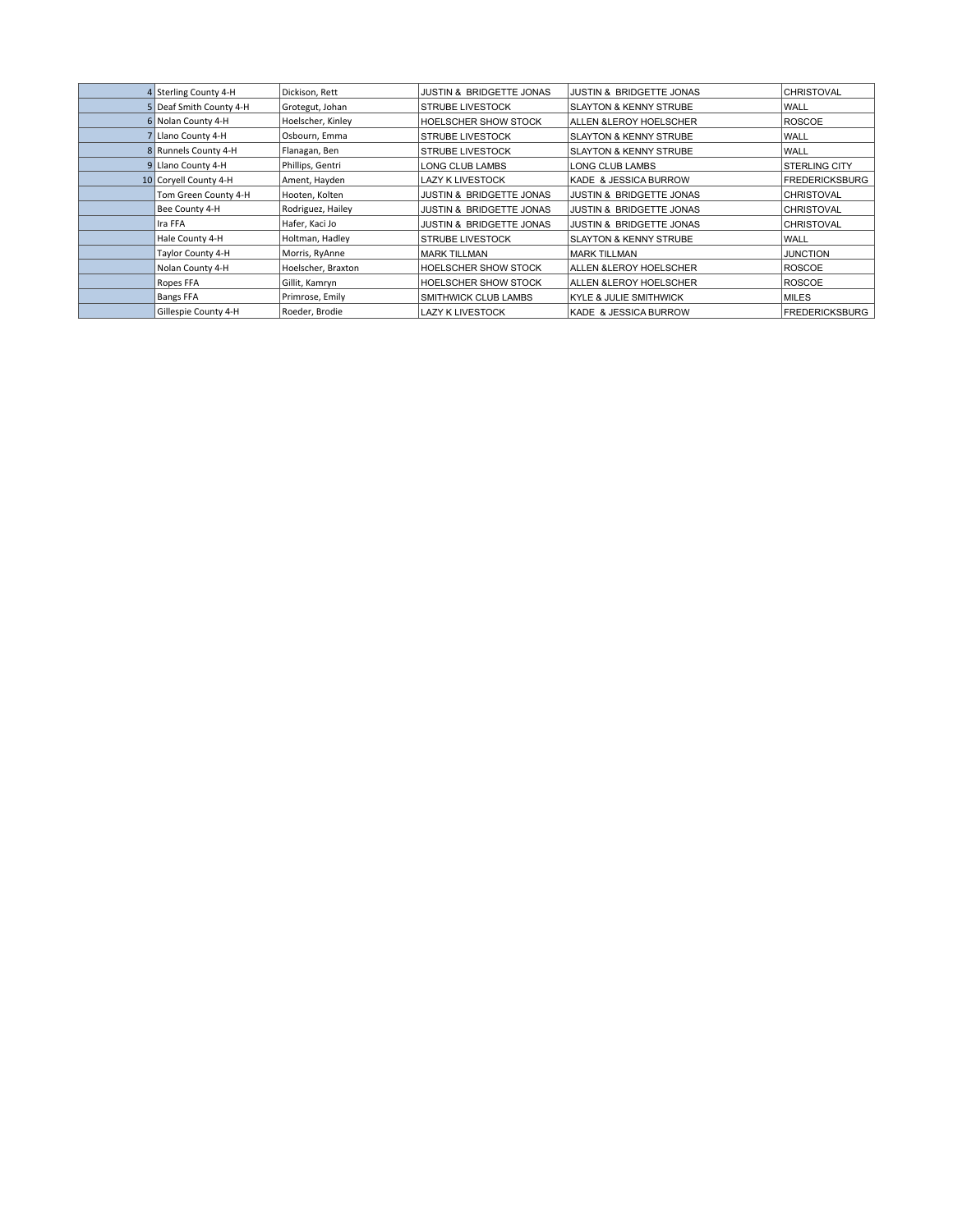| | | | | | |
|---|---|---|---|---|---|
| 4 | Sterling County 4-H | Dickison, Rett | JUSTIN & BRIDGETTE JONAS | JUSTIN & BRIDGETTE JONAS | CHRISTOVAL |
| 5 | Deaf Smith County 4-H | Grotegut, Johan | STRUBE LIVESTOCK | SLAYTON & KENNY STRUBE | WALL |
| 6 | Nolan County 4-H | Hoelscher, Kinley | HOELSCHER SHOW STOCK | ALLEN &LEROY HOELSCHER | ROSCOE |
| 7 | Llano County 4-H | Osbourn, Emma | STRUBE LIVESTOCK | SLAYTON & KENNY STRUBE | WALL |
| 8 | Runnels County 4-H | Flanagan, Ben | STRUBE LIVESTOCK | SLAYTON & KENNY STRUBE | WALL |
| 9 | Llano County 4-H | Phillips, Gentri | LONG CLUB LAMBS | LONG CLUB LAMBS | STERLING CITY |
| 10 | Coryell County 4-H | Ament, Hayden | LAZY K LIVESTOCK | KADE & JESSICA BURROW | FREDERICKSBURG |
| | Tom Green County 4-H | Hooten, Kolten | JUSTIN & BRIDGETTE JONAS | JUSTIN & BRIDGETTE JONAS | CHRISTOVAL |
| | Bee County 4-H | Rodriguez, Hailey | JUSTIN & BRIDGETTE JONAS | JUSTIN & BRIDGETTE JONAS | CHRISTOVAL |
| | Ira FFA | Hafer, Kaci Jo | JUSTIN & BRIDGETTE JONAS | JUSTIN & BRIDGETTE JONAS | CHRISTOVAL |
| | Hale County 4-H | Holtman, Hadley | STRUBE LIVESTOCK | SLAYTON & KENNY STRUBE | WALL |
| | Taylor County 4-H | Morris, RyAnne | MARK TILLMAN | MARK TILLMAN | JUNCTION |
| | Nolan County 4-H | Hoelscher, Braxton | HOELSCHER SHOW STOCK | ALLEN &LEROY HOELSCHER | ROSCOE |
| | Ropes FFA | Gillit, Kamryn | HOELSCHER SHOW STOCK | ALLEN &LEROY HOELSCHER | ROSCOE |
| | Bangs FFA | Primrose, Emily | SMITHWICK CLUB LAMBS | KYLE & JULIE SMITHWICK | MILES |
| | Gillespie County 4-H | Roeder, Brodie | LAZY K LIVESTOCK | KADE & JESSICA BURROW | FREDERICKSBURG |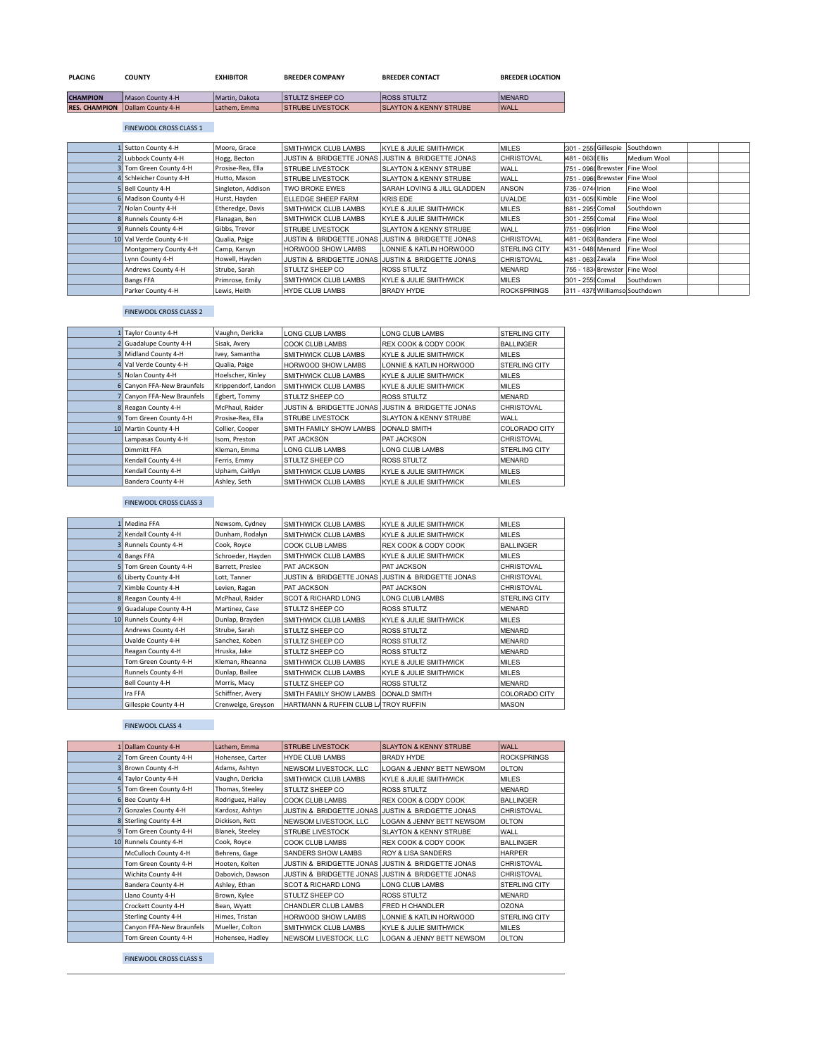| PLACING | COUNTY | EXHIBITOR | BREEDER COMPANY | BREEDER CONTACT | BREEDER LOCATION |
|---|---|---|---|---|---|
| **CHAMPION** | Mason County 4-H | Martin, Dakota | STULTZ SHEEP CO | ROSS STULTZ | MENARD |
| **RES. CHAMPION** | Dallam County 4-H | Lathem, Emma | STRUBE LIVESTOCK | SLAYTON & KENNY STRUBE | WALL |

FINEWOOL CROSS CLASS 1

| | | | | | | | | | | |
|---|---|---|---|---|---|---|---|---|---|---|
| 1 | Sutton County 4-H | Moore, Grace | SMITHWICK CLUB LAMBS | KYLE & JULIE SMITHWICK | MILES | 301 - 2550 | Gillespie | Southdown | | |
| 2 | Lubbock County 4-H | Hogg, Becton | JUSTIN & BRIDGETTE JONAS | JUSTIN & BRIDGETTE JONAS | CHRISTOVAL | 481 - 0630 | Ellis | Medium Wool | | |
| 3 | Tom Green County 4-H | Prosise-Rea, Ella | STRUBE LIVESTOCK | SLAYTON & KENNY STRUBE | WALL | 751 - 0960 | Brewster | Fine Wool | | |
| 4 | Schleicher County 4-H | Hutto, Mason | STRUBE LIVESTOCK | SLAYTON & KENNY STRUBE | WALL | 751 - 0960 | Brewster | Fine Wool | | |
| 5 | Bell County 4-H | Singleton, Addison | TWO BROKE EWES | SARAH LOVING & JILL GLADDEN | ANSON | 735 - 0744 | Irion | Fine Wool | | |
| 6 | Madison County 4-H | Hurst, Hayden | ELLEDGE SHEEP FARM | KRIS EDE | UVALDE | 031 - 0050 | Kimble | Fine Wool | | |
| 7 | Nolan County 4-H | Etheredge, Davis | SMITHWICK CLUB LAMBS | KYLE & JULIE SMITHWICK | MILES | 881 - 2959 | Comal | Southdown | | |
| 8 | Runnels County 4-H | Flanagan, Ben | SMITHWICK CLUB LAMBS | KYLE & JULIE SMITHWICK | MILES | 301 - 2550 | Comal | Fine Wool | | |
| 9 | Runnels County 4-H | Gibbs, Trevor | STRUBE LIVESTOCK | SLAYTON & KENNY STRUBE | WALL | 751 - 0960 | Irion | Fine Wool | | |
| 10 | Val Verde County 4-H | Qualia, Paige | JUSTIN & BRIDGETTE JONAS | JUSTIN & BRIDGETTE JONAS | CHRISTOVAL | 481 - 0630 | Bandera | Fine Wool | | |
| | Montgomery County 4-H | Camp, Karsyn | HORWOOD SHOW LAMBS | LONNIE & KATLIN HORWOOD | STERLING CITY | 431 - 0480 | Menard | Fine Wool | | |
| | Lynn County 4-H | Howell, Hayden | JUSTIN & BRIDGETTE JONAS | JUSTIN & BRIDGETTE JONAS | CHRISTOVAL | 481 - 0630 | Zavala | Fine Wool | | |
| | Andrews County 4-H | Strube, Sarah | STULTZ SHEEP CO | ROSS STULTZ | MENARD | 755 - 1834 | Brewster | Fine Wool | | |
| | Bangs FFA | Primrose, Emily | SMITHWICK CLUB LAMBS | KYLE & JULIE SMITHWICK | MILES | 301 - 2550 | Comal | Southdown | | |
| | Parker County 4-H | Lewis, Heith | HYDE CLUB LAMBS | BRADY HYDE | ROCKSPRINGS | 311 - 4375 | Williamson | Southdown | | |

FINEWOOL CROSS CLASS 2

| | | | | | |
|---|---|---|---|---|---|
| 1 | Taylor County 4-H | Vaughn, Dericka | LONG CLUB LAMBS | LONG CLUB LAMBS | STERLING CITY |
| 2 | Guadalupe County 4-H | Sisak, Avery | COOK CLUB LAMBS | REX COOK & CODY COOK | BALLINGER |
| 3 | Midland County 4-H | Ivey, Samantha | SMITHWICK CLUB LAMBS | KYLE & JULIE SMITHWICK | MILES |
| 4 | Val Verde County 4-H | Qualia, Paige | HORWOOD SHOW LAMBS | LONNIE & KATLIN HORWOOD | STERLING CITY |
| 5 | Nolan County 4-H | Hoelscher, Kinley | SMITHWICK CLUB LAMBS | KYLE & JULIE SMITHWICK | MILES |
| 6 | Canyon FFA-New Braunfels | Krippendorf, Landon | SMITHWICK CLUB LAMBS | KYLE & JULIE SMITHWICK | MILES |
| 7 | Canyon FFA-New Braunfels | Egbert, Tommy | STULTZ SHEEP CO | ROSS STULTZ | MENARD |
| 8 | Reagan County 4-H | McPhaul, Raider | JUSTIN & BRIDGETTE JONAS | JUSTIN & BRIDGETTE JONAS | CHRISTOVAL |
| 9 | Tom Green County 4-H | Prosise-Rea, Ella | STRUBE LIVESTOCK | SLAYTON & KENNY STRUBE | WALL |
| 10 | Martin County 4-H | Collier, Cooper | SMITH FAMILY SHOW LAMBS | DONALD SMITH | COLORADO CITY |
| | Lampasas County 4-H | Isom, Preston | PAT JACKSON | PAT JACKSON | CHRISTOVAL |
| | Dimmitt FFA | Kleman, Emma | LONG CLUB LAMBS | LONG CLUB LAMBS | STERLING CITY |
| | Kendall County 4-H | Ferris, Emmy | STULTZ SHEEP CO | ROSS STULTZ | MENARD |
| | Kendall County 4-H | Upham, Caitlyn | SMITHWICK CLUB LAMBS | KYLE & JULIE SMITHWICK | MILES |
| | Bandera County 4-H | Ashley, Seth | SMITHWICK CLUB LAMBS | KYLE & JULIE SMITHWICK | MILES |

FINEWOOL CROSS CLASS 3

| | | | | | |
|---|---|---|---|---|---|
| 1 | Medina FFA | Newsom, Cydney | SMITHWICK CLUB LAMBS | KYLE & JULIE SMITHWICK | MILES |
| 2 | Kendall County 4-H | Dunham, Rodalyn | SMITHWICK CLUB LAMBS | KYLE & JULIE SMITHWICK | MILES |
| 3 | Runnels County 4-H | Cook, Royce | COOK CLUB LAMBS | REX COOK & CODY COOK | BALLINGER |
| 4 | Bangs FFA | Schroeder, Hayden | SMITHWICK CLUB LAMBS | KYLE & JULIE SMITHWICK | MILES |
| 5 | Tom Green County 4-H | Barrett, Preslee | PAT JACKSON | PAT JACKSON | CHRISTOVAL |
| 6 | Liberty County 4-H | Lott, Tanner | JUSTIN & BRIDGETTE JONAS | JUSTIN & BRIDGETTE JONAS | CHRISTOVAL |
| 7 | Kimble County 4-H | Levien, Ragan | PAT JACKSON | PAT JACKSON | CHRISTOVAL |
| 8 | Reagan County 4-H | McPhaul, Raider | SCOT & RICHARD LONG | LONG CLUB LAMBS | STERLING CITY |
| 9 | Guadalupe County 4-H | Martinez, Case | STULTZ SHEEP CO | ROSS STULTZ | MENARD |
| 10 | Runnels County 4-H | Dunlap, Brayden | SMITHWICK CLUB LAMBS | KYLE & JULIE SMITHWICK | MILES |
| | Andrews County 4-H | Strube, Sarah | STULTZ SHEEP CO | ROSS STULTZ | MENARD |
| | Uvalde County 4-H | Sanchez, Koben | STULTZ SHEEP CO | ROSS STULTZ | MENARD |
| | Reagan County 4-H | Hruska, Jake | STULTZ SHEEP CO | ROSS STULTZ | MENARD |
| | Tom Green County 4-H | Kleman, Rheanna | SMITHWICK CLUB LAMBS | KYLE & JULIE SMITHWICK | MILES |
| | Runnels County 4-H | Dunlap, Bailee | SMITHWICK CLUB LAMBS | KYLE & JULIE SMITHWICK | MILES |
| | Bell County 4-H | Morris, Macy | STULTZ SHEEP CO | ROSS STULTZ | MENARD |
| | Ira FFA | Schiffner, Avery | SMITH FAMILY SHOW LAMBS | DONALD SMITH | COLORADO CITY |
| | Gillespie County 4-H | Crenwelge, Greyson | HARTMANN & RUFFIN CLUB LA | TROY RUFFIN | MASON |

FINEWOOL CLASS 4

| | | | | | |
|---|---|---|---|---|---|
| 1 | Dallam County 4-H | Lathem, Emma | STRUBE LIVESTOCK | SLAYTON & KENNY STRUBE | WALL |
| 2 | Tom Green County 4-H | Hohensee, Carter | HYDE CLUB LAMBS | BRADY HYDE | ROCKSPRINGS |
| 3 | Brown County 4-H | Adams, Ashtyn | NEWSOM LIVESTOCK, LLC | LOGAN & JENNY BETT NEWSOM | OLTON |
| 4 | Taylor County 4-H | Vaughn, Dericka | SMITHWICK CLUB LAMBS | KYLE & JULIE SMITHWICK | MILES |
| 5 | Tom Green County 4-H | Thomas, Steeley | STULTZ SHEEP CO | ROSS STULTZ | MENARD |
| 6 | Bee County 4-H | Rodriguez, Hailey | COOK CLUB LAMBS | REX COOK & CODY COOK | BALLINGER |
| 7 | Gonzales County 4-H | Kardosz, Ashtyn | JUSTIN & BRIDGETTE JONAS | JUSTIN & BRIDGETTE JONAS | CHRISTOVAL |
| 8 | Sterling County 4-H | Dickison, Rett | NEWSOM LIVESTOCK, LLC | LOGAN & JENNY BETT NEWSOM | OLTON |
| 9 | Tom Green County 4-H | Blanek, Steeley | STRUBE LIVESTOCK | SLAYTON & KENNY STRUBE | WALL |
| 10 | Runnels County 4-H | Cook, Royce | COOK CLUB LAMBS | REX COOK & CODY COOK | BALLINGER |
| | McCulloch County 4-H | Behrens, Gage | SANDERS SHOW LAMBS | ROY & LISA SANDERS | HARPER |
| | Tom Green County 4-H | Hooten, Kolten | JUSTIN & BRIDGETTE JONAS | JUSTIN & BRIDGETTE JONAS | CHRISTOVAL |
| | Wichita County 4-H | Dabovich, Dawson | JUSTIN & BRIDGETTE JONAS | JUSTIN & BRIDGETTE JONAS | CHRISTOVAL |
| | Bandera County 4-H | Ashley, Ethan | SCOT & RICHARD LONG | LONG CLUB LAMBS | STERLING CITY |
| | Llano County 4-H | Brown, Kylee | STULTZ SHEEP CO | ROSS STULTZ | MENARD |
| | Crockett County 4-H | Bean, Wyatt | CHANDLER CLUB LAMBS | FRED H CHANDLER | OZONA |
| | Sterling County 4-H | Himes, Tristan | HORWOOD SHOW LAMBS | LONNIE & KATLIN HORWOOD | STERLING CITY |
| | Canyon FFA-New Braunfels | Mueller, Colton | SMITHWICK CLUB LAMBS | KYLE & JULIE SMITHWICK | MILES |
| | Tom Green County 4-H | Hohensee, Hadley | NEWSOM LIVESTOCK, LLC | LOGAN & JENNY BETT NEWSOM | OLTON |

FINEWOOL CROSS CLASS 5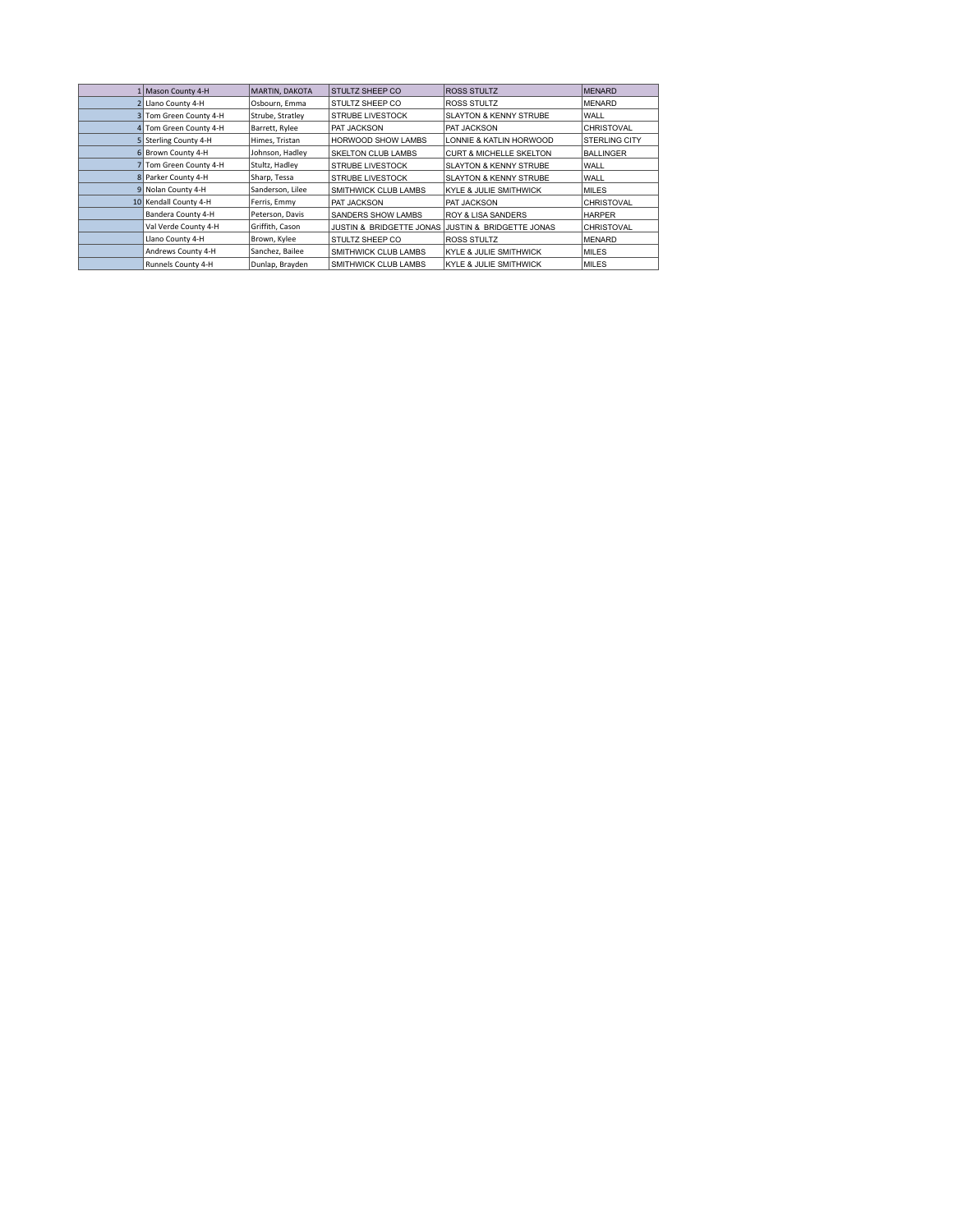|  |  |  |  |  |  |
|---|---|---|---|---|---|
| 1 | Mason County 4-H | MARTIN, DAKOTA | STULTZ SHEEP CO | ROSS STULTZ | MENARD |
| 2 | Llano County 4-H | Osbourn, Emma | STULTZ SHEEP CO | ROSS STULTZ | MENARD |
| 3 | Tom Green County 4-H | Strube, Stratley | STRUBE LIVESTOCK | SLAYTON & KENNY STRUBE | WALL |
| 4 | Tom Green County 4-H | Barrett, Rylee | PAT JACKSON | PAT JACKSON | CHRISTOVAL |
| 5 | Sterling County 4-H | Himes, Tristan | HORWOOD SHOW LAMBS | LONNIE & KATLIN HORWOOD | STERLING CITY |
| 6 | Brown County 4-H | Johnson, Hadley | SKELTON CLUB LAMBS | CURT & MICHELLE SKELTON | BALLINGER |
| 7 | Tom Green County 4-H | Stultz, Hadley | STRUBE LIVESTOCK | SLAYTON & KENNY STRUBE | WALL |
| 8 | Parker County 4-H | Sharp, Tessa | STRUBE LIVESTOCK | SLAYTON & KENNY STRUBE | WALL |
| 9 | Nolan County 4-H | Sanderson, Lilee | SMITHWICK CLUB LAMBS | KYLE & JULIE SMITHWICK | MILES |
| 10 | Kendall County 4-H | Ferris, Emmy | PAT JACKSON | PAT JACKSON | CHRISTOVAL |
|  | Bandera County 4-H | Peterson, Davis | SANDERS SHOW LAMBS | ROY & LISA SANDERS | HARPER |
|  | Val Verde County 4-H | Griffith, Cason | JUSTIN & BRIDGETTE JONAS | JUSTIN & BRIDGETTE JONAS | CHRISTOVAL |
|  | Llano County 4-H | Brown, Kylee | STULTZ SHEEP CO | ROSS STULTZ | MENARD |
|  | Andrews County 4-H | Sanchez, Bailee | SMITHWICK CLUB LAMBS | KYLE & JULIE SMITHWICK | MILES |
|  | Runnels County 4-H | Dunlap, Brayden | SMITHWICK CLUB LAMBS | KYLE & JULIE SMITHWICK | MILES |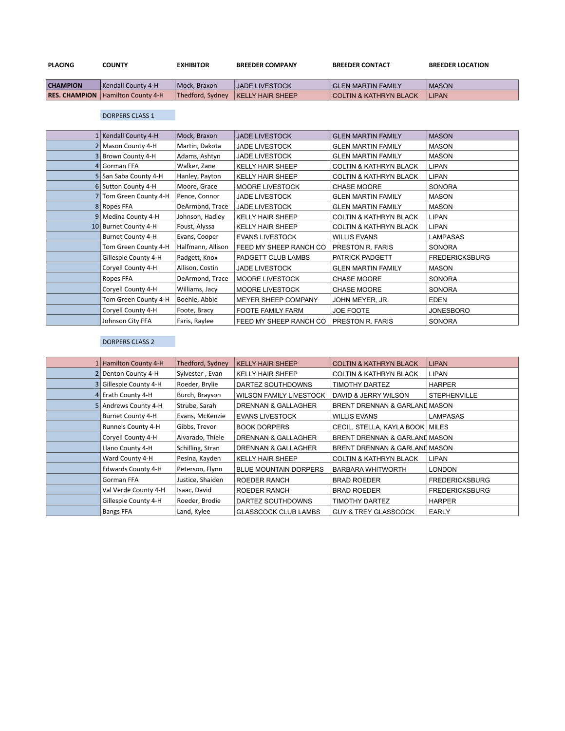| PLACING | COUNTY | EXHIBITOR | BREEDER COMPANY | BREEDER CONTACT | BREEDER LOCATION |
|---|---|---|---|---|---|
| **CHAMPION** | Kendall County 4-H | Mock, Braxon | JADE LIVESTOCK | GLEN MARTIN FAMILY | MASON |
| **RES. CHAMPION** | Hamilton County 4-H | Thedford, Sydney | KELLY HAIR SHEEP | COLTIN & KATHRYN BLACK | LIPAN |

DORPERS CLASS 1

| PLACING | COUNTY | EXHIBITOR | BREEDER COMPANY | BREEDER CONTACT | BREEDER LOCATION |
|---|---|---|---|---|---|
| 1 | Kendall County 4-H | Mock, Braxon | JADE LIVESTOCK | GLEN MARTIN FAMILY | MASON |
| 2 | Mason County 4-H | Martin, Dakota | JADE LIVESTOCK | GLEN MARTIN FAMILY | MASON |
| 3 | Brown County 4-H | Adams, Ashtyn | JADE LIVESTOCK | GLEN MARTIN FAMILY | MASON |
| 4 | Gorman FFA | Walker, Zane | KELLY HAIR SHEEP | COLTIN & KATHRYN BLACK | LIPAN |
| 5 | San Saba County 4-H | Hanley, Payton | KELLY HAIR SHEEP | COLTIN & KATHRYN BLACK | LIPAN |
| 6 | Sutton County 4-H | Moore, Grace | MOORE LIVESTOCK | CHASE MOORE | SONORA |
| 7 | Tom Green County 4-H | Pence, Connor | JADE LIVESTOCK | GLEN MARTIN FAMILY | MASON |
| 8 | Ropes FFA | DeArmond, Trace | JADE LIVESTOCK | GLEN MARTIN FAMILY | MASON |
| 9 | Medina County 4-H | Johnson, Hadley | KELLY HAIR SHEEP | COLTIN & KATHRYN BLACK | LIPAN |
| 10 | Burnet County 4-H | Foust, Alyssa | KELLY HAIR SHEEP | COLTIN & KATHRYN BLACK | LIPAN |
| | Burnet County 4-H | Evans, Cooper | EVANS LIVESTOCK | WILLIS EVANS | LAMPASAS |
| | Tom Green County 4-H | Halfmann, Allison | FEED MY SHEEP RANCH CO | PRESTON R. FARIS | SONORA |
| | Gillespie County 4-H | Padgett, Knox | PADGETT CLUB LAMBS | PATRICK PADGETT | FREDERICKSBURG |
| | Coryell County 4-H | Allison, Costin | JADE LIVESTOCK | GLEN MARTIN FAMILY | MASON |
| | Ropes FFA | DeArmond, Trace | MOORE LIVESTOCK | CHASE MOORE | SONORA |
| | Coryell County 4-H | Williams, Jacy | MOORE LIVESTOCK | CHASE MOORE | SONORA |
| | Tom Green County 4-H | Boehle, Abbie | MEYER SHEEP COMPANY | JOHN MEYER, JR. | EDEN |
| | Coryell County 4-H | Foote, Bracy | FOOTE FAMILY FARM | JOE FOOTE | JONESBORO |
| | Johnson City FFA | Faris, Raylee | FEED MY SHEEP RANCH CO | PRESTON R. FARIS | SONORA |

DORPERS CLASS 2

| PLACING | COUNTY | EXHIBITOR | BREEDER COMPANY | BREEDER CONTACT | BREEDER LOCATION |
|---|---|---|---|---|---|
| 1 | Hamilton County 4-H | Thedford, Sydney | KELLY HAIR SHEEP | COLTIN & KATHRYN BLACK | LIPAN |
| 2 | Denton County 4-H | Sylvester , Evan | KELLY HAIR SHEEP | COLTIN & KATHRYN BLACK | LIPAN |
| 3 | Gillespie County 4-H | Roeder, Brylie | DARTEZ SOUTHDOWNS | TIMOTHY DARTEZ | HARPER |
| 4 | Erath County 4-H | Burch, Brayson | WILSON FAMILY LIVESTOCK | DAVID & JERRY WILSON | STEPHENVILLE |
| 5 | Andrews County 4-H | Strube, Sarah | DRENNAN & GALLAGHER | BRENT DRENNAN & GARLAND | MASON |
| | Burnet County 4-H | Evans, McKenzie | EVANS LIVESTOCK | WILLIS EVANS | LAMPASAS |
| | Runnels County 4-H | Gibbs, Trevor | BOOK DORPERS | CECIL, STELLA, KAYLA BOOK | MILES |
| | Coryell County 4-H | Alvarado, Thiele | DRENNAN & GALLAGHER | BRENT DRENNAN & GARLAND | MASON |
| | Llano County 4-H | Schilling, Stran | DRENNAN & GALLAGHER | BRENT DRENNAN & GARLAND | MASON |
| | Ward County 4-H | Pesina, Kayden | KELLY HAIR SHEEP | COLTIN & KATHRYN BLACK | LIPAN |
| | Edwards County 4-H | Peterson, Flynn | BLUE MOUNTAIN DORPERS | BARBARA WHITWORTH | LONDON |
| | Gorman FFA | Justice, Shaiden | ROEDER RANCH | BRAD ROEDER | FREDERICKSBURG |
| | Val Verde County 4-H | Isaac, David | ROEDER RANCH | BRAD ROEDER | FREDERICKSBURG |
| | Gillespie County 4-H | Roeder, Brodie | DARTEZ SOUTHDOWNS | TIMOTHY DARTEZ | HARPER |
| | Bangs FFA | Land, Kylee | GLASSCOCK CLUB LAMBS | GUY & TREY GLASSCOCK | EARLY |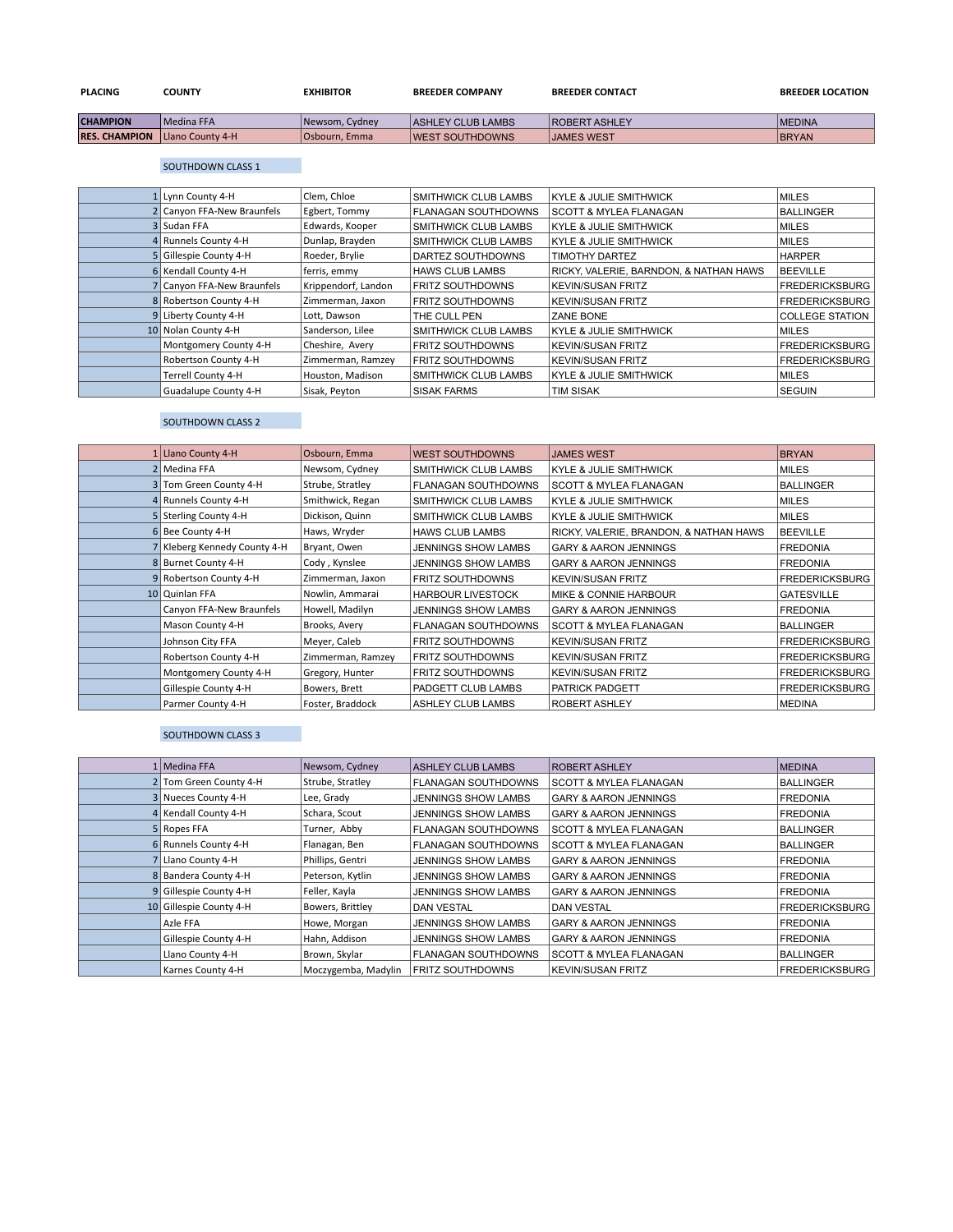| PLACING | COUNTY | EXHIBITOR | BREEDER COMPANY | BREEDER CONTACT | BREEDER LOCATION |
|---|---|---|---|---|---|
| CHAMPION | Medina FFA | Newsom, Cydney | ASHLEY CLUB LAMBS | ROBERT ASHLEY | MEDINA |
| RES. CHAMPION | Llano County 4-H | Osbourn, Emma | WEST SOUTHDOWNS | JAMES WEST | BRYAN |

SOUTHDOWN CLASS 1

| PLACING | COUNTY | EXHIBITOR | BREEDER COMPANY | BREEDER CONTACT | BREEDER LOCATION |
|---|---|---|---|---|---|
| 1 | Lynn County 4-H | Clem, Chloe | SMITHWICK CLUB LAMBS | KYLE & JULIE SMITHWICK | MILES |
| 2 | Canyon FFA-New Braunfels | Egbert, Tommy | FLANAGAN SOUTHDOWNS | SCOTT & MYLEA FLANAGAN | BALLINGER |
| 3 | Sudan FFA | Edwards, Kooper | SMITHWICK CLUB LAMBS | KYLE & JULIE SMITHWICK | MILES |
| 4 | Runnels County 4-H | Dunlap, Brayden | SMITHWICK CLUB LAMBS | KYLE & JULIE SMITHWICK | MILES |
| 5 | Gillespie County 4-H | Roeder, Brylie | DARTEZ SOUTHDOWNS | TIMOTHY DARTEZ | HARPER |
| 6 | Kendall County 4-H | ferris, emmy | HAWS CLUB LAMBS | RICKY, VALERIE, BARNDON, & NATHAN HAWS | BEEVILLE |
| 7 | Canyon FFA-New Braunfels | Krippendorf, Landon | FRITZ SOUTHDOWNS | KEVIN/SUSAN FRITZ | FREDERICKSBURG |
| 8 | Robertson County 4-H | Zimmerman, Jaxon | FRITZ SOUTHDOWNS | KEVIN/SUSAN FRITZ | FREDERICKSBURG |
| 9 | Liberty County 4-H | Lott, Dawson | THE CULL PEN | ZANE BONE | COLLEGE STATION |
| 10 | Nolan County 4-H | Sanderson, Lilee | SMITHWICK CLUB LAMBS | KYLE & JULIE SMITHWICK | MILES |
| | Montgomery County 4-H | Cheshire, Avery | FRITZ SOUTHDOWNS | KEVIN/SUSAN FRITZ | FREDERICKSBURG |
| | Robertson County 4-H | Zimmerman, Ramzey | FRITZ SOUTHDOWNS | KEVIN/SUSAN FRITZ | FREDERICKSBURG |
| | Terrell County 4-H | Houston, Madison | SMITHWICK CLUB LAMBS | KYLE & JULIE SMITHWICK | MILES |
| | Guadalupe County 4-H | Sisak, Peyton | SISAK FARMS | TIM SISAK | SEGUIN |

SOUTHDOWN CLASS 2

| PLACING | COUNTY | EXHIBITOR | BREEDER COMPANY | BREEDER CONTACT | BREEDER LOCATION |
|---|---|---|---|---|---|
| 1 | Llano County 4-H | Osbourn, Emma | WEST SOUTHDOWNS | JAMES WEST | BRYAN |
| 2 | Medina FFA | Newsom, Cydney | SMITHWICK CLUB LAMBS | KYLE & JULIE SMITHWICK | MILES |
| 3 | Tom Green County 4-H | Strube, Stratley | FLANAGAN SOUTHDOWNS | SCOTT & MYLEA FLANAGAN | BALLINGER |
| 4 | Runnels County 4-H | Smithwick, Regan | SMITHWICK CLUB LAMBS | KYLE & JULIE SMITHWICK | MILES |
| 5 | Sterling County 4-H | Dickison, Quinn | SMITHWICK CLUB LAMBS | KYLE & JULIE SMITHWICK | MILES |
| 6 | Bee County 4-H | Haws, Wryder | HAWS CLUB LAMBS | RICKY, VALERIE, BRANDON, & NATHAN HAWS | BEEVILLE |
| 7 | Kleberg Kennedy County 4-H | Bryant, Owen | JENNINGS SHOW LAMBS | GARY & AARON JENNINGS | FREDONIA |
| 8 | Burnet County 4-H | Cody , Kynslee | JENNINGS SHOW LAMBS | GARY & AARON JENNINGS | FREDONIA |
| 9 | Robertson County 4-H | Zimmerman, Jaxon | FRITZ SOUTHDOWNS | KEVIN/SUSAN FRITZ | FREDERICKSBURG |
| 10 | Quinlan FFA | Nowlin, Ammarai | HARBOUR LIVESTOCK | MIKE & CONNIE HARBOUR | GATESVILLE |
| | Canyon FFA-New Braunfels | Howell, Madilyn | JENNINGS SHOW LAMBS | GARY & AARON JENNINGS | FREDONIA |
| | Mason County 4-H | Brooks, Avery | FLANAGAN SOUTHDOWNS | SCOTT & MYLEA FLANAGAN | BALLINGER |
| | Johnson City FFA | Meyer, Caleb | FRITZ SOUTHDOWNS | KEVIN/SUSAN FRITZ | FREDERICKSBURG |
| | Robertson County 4-H | Zimmerman, Ramzey | FRITZ SOUTHDOWNS | KEVIN/SUSAN FRITZ | FREDERICKSBURG |
| | Montgomery County 4-H | Gregory, Hunter | FRITZ SOUTHDOWNS | KEVIN/SUSAN FRITZ | FREDERICKSBURG |
| | Gillespie County 4-H | Bowers, Brett | PADGETT CLUB LAMBS | PATRICK PADGETT | FREDERICKSBURG |
| | Parmer County 4-H | Foster, Braddock | ASHLEY CLUB LAMBS | ROBERT ASHLEY | MEDINA |

SOUTHDOWN CLASS 3

| PLACING | COUNTY | EXHIBITOR | BREEDER COMPANY | BREEDER CONTACT | BREEDER LOCATION |
|---|---|---|---|---|---|
| 1 | Medina FFA | Newsom, Cydney | ASHLEY CLUB LAMBS | ROBERT ASHLEY | MEDINA |
| 2 | Tom Green County 4-H | Strube, Stratley | FLANAGAN SOUTHDOWNS | SCOTT & MYLEA FLANAGAN | BALLINGER |
| 3 | Nueces County 4-H | Lee, Grady | JENNINGS SHOW LAMBS | GARY & AARON JENNINGS | FREDONIA |
| 4 | Kendall County 4-H | Schara, Scout | JENNINGS SHOW LAMBS | GARY & AARON JENNINGS | FREDONIA |
| 5 | Ropes FFA | Turner, Abby | FLANAGAN SOUTHDOWNS | SCOTT & MYLEA FLANAGAN | BALLINGER |
| 6 | Runnels County 4-H | Flanagan, Ben | FLANAGAN SOUTHDOWNS | SCOTT & MYLEA FLANAGAN | BALLINGER |
| 7 | Llano County 4-H | Phillips, Gentri | JENNINGS SHOW LAMBS | GARY & AARON JENNINGS | FREDONIA |
| 8 | Bandera County 4-H | Peterson, Kytlin | JENNINGS SHOW LAMBS | GARY & AARON JENNINGS | FREDONIA |
| 9 | Gillespie County 4-H | Feller, Kayla | JENNINGS SHOW LAMBS | GARY & AARON JENNINGS | FREDONIA |
| 10 | Gillespie County 4-H | Bowers, Brittley | DAN VESTAL | DAN VESTAL | FREDERICKSBURG |
| | Azle FFA | Howe, Morgan | JENNINGS SHOW LAMBS | GARY & AARON JENNINGS | FREDONIA |
| | Gillespie County 4-H | Hahn, Addison | JENNINGS SHOW LAMBS | GARY & AARON JENNINGS | FREDONIA |
| | Llano County 4-H | Brown, Skylar | FLANAGAN SOUTHDOWNS | SCOTT & MYLEA FLANAGAN | BALLINGER |
| | Karnes County 4-H | Moczygemba, Madylin | FRITZ SOUTHDOWNS | KEVIN/SUSAN FRITZ | FREDERICKSBURG |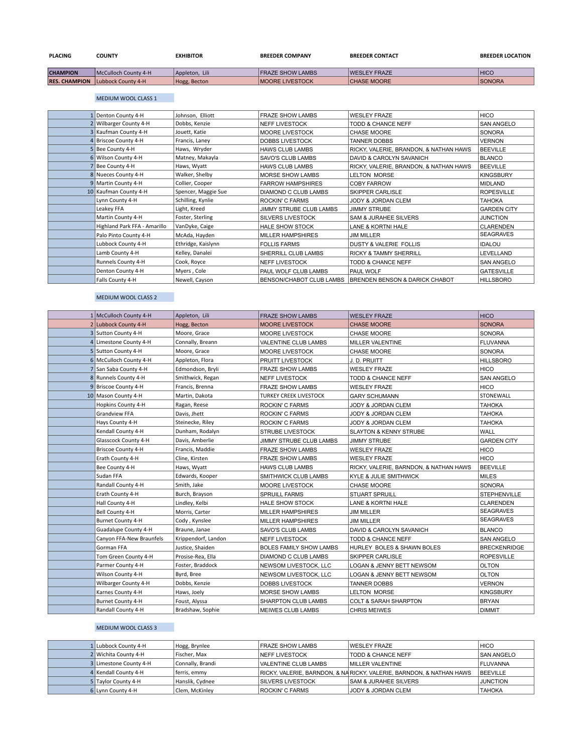| PLACING | COUNTY | EXHIBITOR | BREEDER COMPANY | BREEDER CONTACT | BREEDER LOCATION |
|---|---|---|---|---|---|
| **CHAMPION** | McCulloch County 4-H | Appleton, Lili | FRAZE SHOW LAMBS | WESLEY FRAZE | HICO |
| **RES. CHAMPION** | Lubbock County 4-H | Hogg, Becton | MOORE LIVESTOCK | CHASE MOORE | SONORA |

MEDIUM WOOL CLASS 1

| PLACING | COUNTY | EXHIBITOR | BREEDER COMPANY | BREEDER CONTACT | BREEDER LOCATION |
|---|---|---|---|---|---|
| 1 | Denton County 4-H | Johnson, Elliott | FRAZE SHOW LAMBS | WESLEY FRAZE | HICO |
| 2 | Wilbarger County 4-H | Dobbs, Kenzie | NEFF LIVESTOCK | TODD & CHANCE NEFF | SAN ANGELO |
| 3 | Kaufman County 4-H | Jouett, Katie | MOORE LIVESTOCK | CHASE MOORE | SONORA |
| 4 | Briscoe County 4-H | Francis, Laney | DOBBS LIVESTOCK | TANNER DOBBS | VERNON |
| 5 | Bee County 4-H | Haws, Wryder | HAWS CLUB LAMBS | RICKY, VALERIE, BRANDON, & NATHAN HAWS | BEEVILLE |
| 6 | Wilson County 4-H | Matney, Makayla | SAVO'S CLUB LAMBS | DAVID & CAROLYN SAVANICH | BLANCO |
| 7 | Bee County 4-H | Haws, Wyatt | HAWS CLUB LAMBS | RICKY, VALERIE, BRANDON, & NATHAN HAWS | BEEVILLE |
| 8 | Nueces County 4-H | Walker, Shelby | MORSE SHOW LAMBS | LELTON MORSE | KINGSBURY |
| 9 | Martin County 4-H | Collier, Cooper | FARROW HAMPSHIRES | COBY FARROW | MIDLAND |
| 10 | Kaufman County 4-H | Spencer, Maggie Sue | DIAMOND C CLUB LAMBS | SKIPPER CARLISLE | ROPESVILLE |
| | Lynn County 4-H | Schilling, Kynlie | ROCKIN' C FARMS | JODY & JORDAN CLEM | TAHOKA |
| | Leakey FFA | Light, Kreed | JIMMY STRUBE CLUB LAMBS | JIMMY STRUBE | GARDEN CITY |
| | Martin County 4-H | Foster, Sterling | SILVERS LIVESTOCK | SAM & JURAHEE SILVERS | JUNCTION |
| | Highland Park FFA - Amarillo | VanDyke, Caige | HALE SHOW STOCK | LANE & KORTNI HALE | CLARENDEN |
| | Palo Pinto County 4-H | McAda, Hayden | MILLER HAMPSHIRES | JIM MILLER | SEAGRAVES |
| | Lubbock County 4-H | Ethridge, Kaislynn | FOLLIS FARMS | DUSTY & VALERIE FOLLIS | IDALOU |
| | Lamb County 4-H | Kelley, Danalei | SHERRILL CLUB LAMBS | RICKY & TAMMY SHERRILL | LEVELLAND |
| | Runnels County 4-H | Cook, Royce | NEFF LIVESTOCK | TODD & CHANCE NEFF | SAN ANGELO |
| | Denton County 4-H | Myers , Cole | PAUL WOLF CLUB LAMBS | PAUL WOLF | GATESVILLE |
| | Falls County 4-H | Newell, Cayson | BENSON/CHABOT CLUB LAMBS | BRENDEN BENSON & DARICK CHABOT | HILLSBORO |

MEDIUM WOOL CLASS 2

| PLACING | COUNTY | EXHIBITOR | BREEDER COMPANY | BREEDER CONTACT | BREEDER LOCATION |
|---|---|---|---|---|---|
| 1 | McCulloch County 4-H | Appleton, Lili | FRAZE SHOW LAMBS | WESLEY FRAZE | HICO |
| 2 | Lubbock County 4-H | Hogg, Becton | MOORE LIVESTOCK | CHASE MOORE | SONORA |
| 3 | Sutton County 4-H | Moore, Grace | MOORE LIVESTOCK | CHASE MOORE | SONORA |
| 4 | Limestone County 4-H | Connally, Breann | VALENTINE CLUB LAMBS | MILLER VALENTINE | FLUVANNA |
| 5 | Sutton County 4-H | Moore, Grace | MOORE LIVESTOCK | CHASE MOORE | SONORA |
| 6 | McCulloch County 4-H | Appleton, Flora | PRUITT LIVESTOCK | J. D. PRUITT | HILLSBORO |
| 7 | San Saba County 4-H | Edmondson, Bryli | FRAZE SHOW LAMBS | WESLEY FRAZE | HICO |
| 8 | Runnels County 4-H | Smithwick, Regan | NEFF LIVESTOCK | TODD & CHANCE NEFF | SAN ANGELO |
| 9 | Briscoe County 4-H | Francis, Brenna | FRAZE SHOW LAMBS | WESLEY FRAZE | HICO |
| 10 | Mason County 4-H | Martin, Dakota | TURKEY CREEK LIVESTOCK | GARY SCHUMANN | STONEWALL |
| | Hopkins County 4-H | Ragan, Reese | ROCKIN' C FARMS | JODY & JORDAN CLEM | TAHOKA |
| | Grandview FFA | Davis, Jhett | ROCKIN' C FARMS | JODY & JORDAN CLEM | TAHOKA |
| | Hays County 4-H | Steinecke, Riley | ROCKIN' C FARMS | JODY & JORDAN CLEM | TAHOKA |
| | Kendall County 4-H | Dunham, Rodalyn | STRUBE LIVESTOCK | SLAYTON & KENNY STRUBE | WALL |
| | Glasscock County 4-H | Davis, Amberlie | JIMMY STRUBE CLUB LAMBS | JIMMY STRUBE | GARDEN CITY |
| | Briscoe County 4-H | Francis, Maddie | FRAZE SHOW LAMBS | WESLEY FRAZE | HICO |
| | Erath County 4-H | Cline, Kirsten | FRAZE SHOW LAMBS | WESLEY FRAZE | HICO |
| | Bee County 4-H | Haws, Wyatt | HAWS CLUB LAMBS | RICKY, VALERIE, BARNDON, & NATHAN HAWS | BEEVILLE |
| | Sudan FFA | Edwards, Kooper | SMITHWICK CLUB LAMBS | KYLE & JULIE SMITHWICK | MILES |
| | Randall County 4-H | Smith, Jake | MOORE LIVESTOCK | CHASE MOORE | SONORA |
| | Erath County 4-H | Burch, Brayson | SPRUILL FARMS | STUART SPRUILL | STEPHENVILLE |
| | Hall County 4-H | Lindley, Kelbi | HALE SHOW STOCK | LANE & KORTNI HALE | CLARENDEN |
| | Bell County 4-H | Morris, Carter | MILLER HAMPSHIRES | JIM MILLER | SEAGRAVES |
| | Burnet County 4-H | Cody , Kynslee | MILLER HAMPSHIRES | JIM MILLER | SEAGRAVES |
| | Guadalupe County 4-H | Braune, Janae | SAVO'S CLUB LAMBS | DAVID & CAROLYN SAVANICH | BLANCO |
| | Canyon FFA-New Braunfels | Krippendorf, Landon | NEFF LIVESTOCK | TODD & CHANCE NEFF | SAN ANGELO |
| | Gorman FFA | Justice, Shaiden | BOLES FAMILY SHOW LAMBS | HURLEY BOLES & SHAWN BOLES | BRECKENRIDGE |
| | Tom Green County 4-H | Prosise-Rea, Ella | DIAMOND C CLUB LAMBS | SKIPPER CARLISLE | ROPESVILLE |
| | Parmer County 4-H | Foster, Braddock | NEWSOM LIVESTOCK, LLC | LOGAN & JENNY BETT NEWSOM | OLTON |
| | Wilson County 4-H | Byrd, Bree | NEWSOM LIVESTOCK, LLC | LOGAN & JENNY BETT NEWSOM | OLTON |
| | Wilbarger County 4-H | Dobbs, Kenzie | DOBBS LIVESTOCK | TANNER DOBBS | VERNON |
| | Karnes County 4-H | Haws, Joely | MORSE SHOW LAMBS | LELTON MORSE | KINGSBURY |
| | Burnet County 4-H | Foust, Alyssa | SHARPTON CLUB LAMBS | COLT & SARAH SHARPTON | BRYAN |
| | Randall County 4-H | Bradshaw, Sophie | MEIWES CLUB LAMBS | CHRIS MEIWES | DIMMIT |

MEDIUM WOOL CLASS 3

| PLACING | COUNTY | EXHIBITOR | BREEDER COMPANY | BREEDER CONTACT | BREEDER LOCATION |
|---|---|---|---|---|---|
| 1 | Lubbock County 4-H | Hogg, Brynlee | FRAZE SHOW LAMBS | WESLEY FRAZE | HICO |
| 2 | Wichita County 4-H | Fischer, Max | NEFF LIVESTOCK | TODD & CHANCE NEFF | SAN ANGELO |
| 3 | Limestone County 4-H | Connally, Brandi | VALENTINE CLUB LAMBS | MILLER VALENTINE | FLUVANNA |
| 4 | Kendall County 4-H | ferris, emmy | RICKY, VALERIE, BARNDON, & NA | RICKY, VALERIE, BARNDON, & NATHAN HAWS | BEEVILLE |
| 5 | Taylor County 4-H | Hanslik, Cydnee | SILVERS LIVESTOCK | SAM & JURAHEE SILVERS | JUNCTION |
| 6 | Lynn County 4-H | Clem, McKinley | ROCKIN' C FARMS | JODY & JORDAN CLEM | TAHOKA |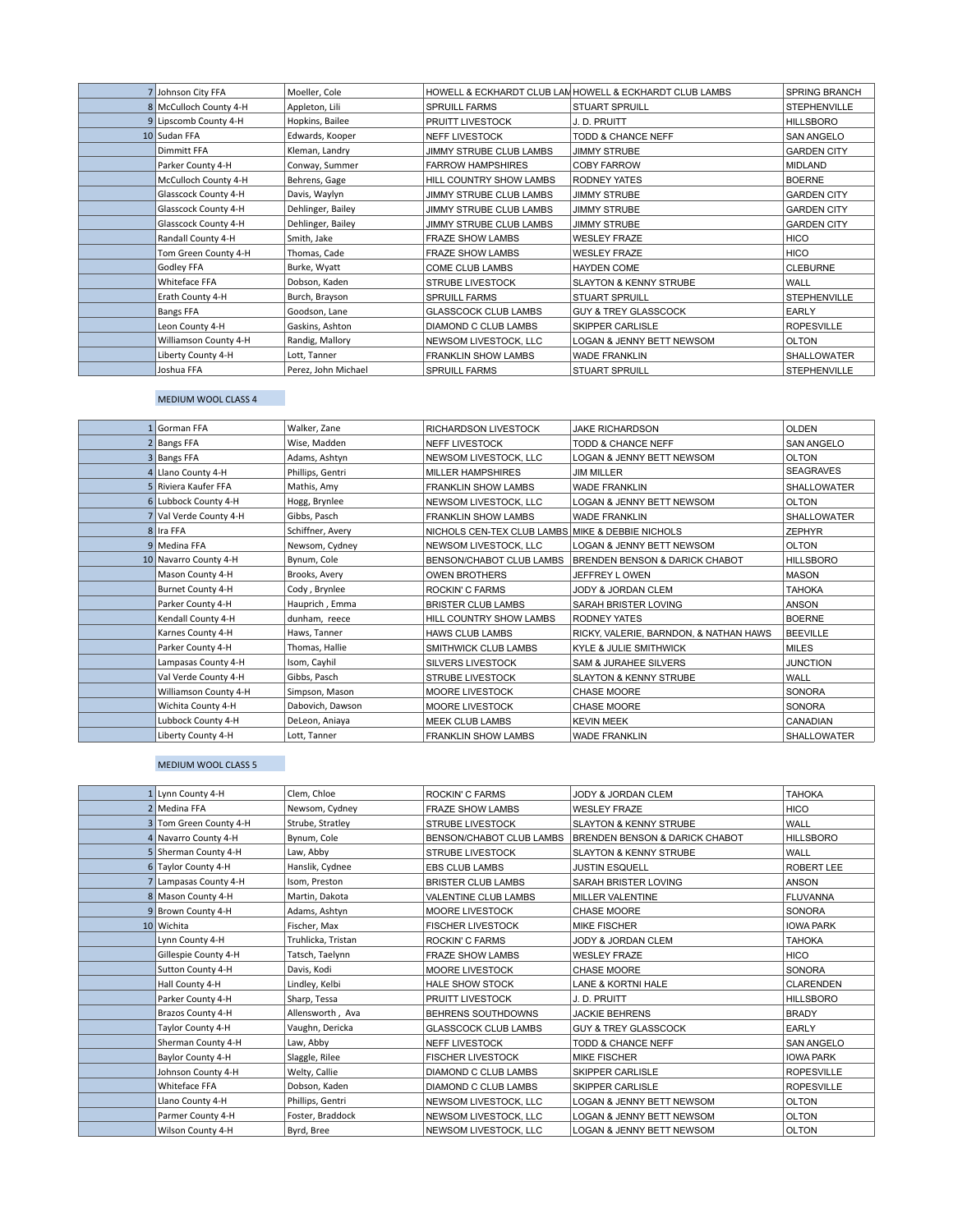| Place | County/Chapter | Exhibitor | Breeder | Breeder Name | City |
|---|---|---|---|---|---|
| 7 | Johnson City FFA | Moeller, Cole | HOWELL & ECKHARDT CLUB LAM | HOWELL & ECKHARDT CLUB LAMBS | SPRING BRANCH |
| 8 | McCulloch County 4-H | Appleton, Lili | SPRUILL FARMS | STUART SPRUILL | STEPHENVILLE |
| 9 | Lipscomb County 4-H | Hopkins, Bailee | PRUITT LIVESTOCK | J. D. PRUITT | HILLSBORO |
| 10 | Sudan FFA | Edwards, Kooper | NEFF LIVESTOCK | TODD & CHANCE NEFF | SAN ANGELO |
| | Dimmitt FFA | Kleman, Landry | JIMMY STRUBE CLUB LAMBS | JIMMY STRUBE | GARDEN CITY |
| | Parker County 4-H | Conway, Summer | FARROW HAMPSHIRES | COBY FARROW | MIDLAND |
| | McCulloch County 4-H | Behrens, Gage | HILL COUNTRY SHOW LAMBS | RODNEY YATES | BOERNE |
| | Glasscock County 4-H | Davis, Waylyn | JIMMY STRUBE CLUB LAMBS | JIMMY STRUBE | GARDEN CITY |
| | Glasscock County 4-H | Dehlinger, Bailey | JIMMY STRUBE CLUB LAMBS | JIMMY STRUBE | GARDEN CITY |
| | Glasscock County 4-H | Dehlinger, Bailey | JIMMY STRUBE CLUB LAMBS | JIMMY STRUBE | GARDEN CITY |
| | Randall County 4-H | Smith, Jake | FRAZE SHOW LAMBS | WESLEY FRAZE | HICO |
| | Tom Green County 4-H | Thomas, Cade | FRAZE SHOW LAMBS | WESLEY FRAZE | HICO |
| | Godley FFA | Burke, Wyatt | COME CLUB LAMBS | HAYDEN COME | CLEBURNE |
| | Whiteface FFA | Dobson, Kaden | STRUBE LIVESTOCK | SLAYTON & KENNY STRUBE | WALL |
| | Erath County 4-H | Burch, Brayson | SPRUILL FARMS | STUART SPRUILL | STEPHENVILLE |
| | Bangs FFA | Goodson, Lane | GLASSCOCK CLUB LAMBS | GUY & TREY GLASSCOCK | EARLY |
| | Leon County 4-H | Gaskins, Ashton | DIAMOND C CLUB LAMBS | SKIPPER CARLISLE | ROPESVILLE |
| | Williamson County 4-H | Randig, Mallory | NEWSOM LIVESTOCK, LLC | LOGAN & JENNY BETT NEWSOM | OLTON |
| | Liberty County 4-H | Lott, Tanner | FRANKLIN SHOW LAMBS | WADE FRANKLIN | SHALLOWATER |
| | Joshua FFA | Perez, John Michael | SPRUILL FARMS | STUART SPRUILL | STEPHENVILLE |

MEDIUM WOOL CLASS 4

| Place | County/Chapter | Exhibitor | Breeder | Breeder Name | City |
|---|---|---|---|---|---|
| 1 | Gorman FFA | Walker, Zane | RICHARDSON LIVESTOCK | JAKE RICHARDSON | OLDEN |
| 2 | Bangs FFA | Wise, Madden | NEFF LIVESTOCK | TODD & CHANCE NEFF | SAN ANGELO |
| 3 | Bangs FFA | Adams, Ashtyn | NEWSOM LIVESTOCK, LLC | LOGAN & JENNY BETT NEWSOM | OLTON |
| 4 | Llano County 4-H | Phillips, Gentri | MILLER HAMPSHIRES | JIM MILLER | SEAGRAVES |
| 5 | Riviera Kaufer FFA | Mathis, Amy | FRANKLIN SHOW LAMBS | WADE FRANKLIN | SHALLOWATER |
| 6 | Lubbock County 4-H | Hogg, Brynlee | NEWSOM LIVESTOCK, LLC | LOGAN & JENNY BETT NEWSOM | OLTON |
| 7 | Val Verde County 4-H | Gibbs, Pasch | FRANKLIN SHOW LAMBS | WADE FRANKLIN | SHALLOWATER |
| 8 | Ira FFA | Schiffner, Avery | NICHOLS CEN-TEX CLUB LAMBS | MIKE & DEBBIE NICHOLS | ZEPHYR |
| 9 | Medina FFA | Newsom, Cydney | NEWSOM LIVESTOCK, LLC | LOGAN & JENNY BETT NEWSOM | OLTON |
| 10 | Navarro County 4-H | Bynum, Cole | BENSON/CHABOT CLUB LAMBS | BRENDEN BENSON & DARICK CHABOT | HILLSBORO |
| | Mason County 4-H | Brooks, Avery | OWEN BROTHERS | JEFFREY L OWEN | MASON |
| | Burnet County 4-H | Cody , Brynlee | ROCKIN' C FARMS | JODY & JORDAN CLEM | TAHOKA |
| | Parker County 4-H | Hauprich , Emma | BRISTER CLUB LAMBS | SARAH BRISTER LOVING | ANSON |
| | Kendall County 4-H | dunham, reece | HILL COUNTRY SHOW LAMBS | RODNEY YATES | BOERNE |
| | Karnes County 4-H | Haws, Tanner | HAWS CLUB LAMBS | RICKY, VALERIE, BARNDON, & NATHAN HAWS | BEEVILLE |
| | Parker County 4-H | Thomas, Hallie | SMITHWICK CLUB LAMBS | KYLE & JULIE SMITHWICK | MILES |
| | Lampasas County 4-H | Isom, Cayhil | SILVERS LIVESTOCK | SAM & JURAHEE SILVERS | JUNCTION |
| | Val Verde County 4-H | Gibbs, Pasch | STRUBE LIVESTOCK | SLAYTON & KENNY STRUBE | WALL |
| | Williamson County 4-H | Simpson, Mason | MOORE LIVESTOCK | CHASE MOORE | SONORA |
| | Wichita County 4-H | Dabovich, Dawson | MOORE LIVESTOCK | CHASE MOORE | SONORA |
| | Lubbock County 4-H | DeLeon, Aniaya | MEEK CLUB LAMBS | KEVIN MEEK | CANADIAN |
| | Liberty County 4-H | Lott, Tanner | FRANKLIN SHOW LAMBS | WADE FRANKLIN | SHALLOWATER |

MEDIUM WOOL CLASS 5

| Place | County/Chapter | Exhibitor | Breeder | Breeder Name | City |
|---|---|---|---|---|---|
| 1 | Lynn County 4-H | Clem, Chloe | ROCKIN' C FARMS | JODY & JORDAN CLEM | TAHOKA |
| 2 | Medina FFA | Newsom, Cydney | FRAZE SHOW LAMBS | WESLEY FRAZE | HICO |
| 3 | Tom Green County 4-H | Strube, Stratley | STRUBE LIVESTOCK | SLAYTON & KENNY STRUBE | WALL |
| 4 | Navarro County 4-H | Bynum, Cole | BENSON/CHABOT CLUB LAMBS | BRENDEN BENSON & DARICK CHABOT | HILLSBORO |
| 5 | Sherman County 4-H | Law, Abby | STRUBE LIVESTOCK | SLAYTON & KENNY STRUBE | WALL |
| 6 | Taylor County 4-H | Hanslik, Cydnee | EBS CLUB LAMBS | JUSTIN ESQUELL | ROBERT LEE |
| 7 | Lampasas County 4-H | Isom, Preston | BRISTER CLUB LAMBS | SARAH BRISTER LOVING | ANSON |
| 8 | Mason County 4-H | Martin, Dakota | VALENTINE CLUB LAMBS | MILLER VALENTINE | FLUVANNA |
| 9 | Brown County 4-H | Adams, Ashtyn | MOORE LIVESTOCK | CHASE MOORE | SONORA |
| 10 | Wichita | Fischer, Max | FISCHER LIVESTOCK | MIKE FISCHER | IOWA PARK |
| | Lynn County 4-H | Truhlicka, Tristan | ROCKIN' C FARMS | JODY & JORDAN CLEM | TAHOKA |
| | Gillespie County 4-H | Tatsch, Taelynn | FRAZE SHOW LAMBS | WESLEY FRAZE | HICO |
| | Sutton County 4-H | Davis, Kodi | MOORE LIVESTOCK | CHASE MOORE | SONORA |
| | Hall County 4-H | Lindley, Kelbi | HALE SHOW STOCK | LANE & KORTNI HALE | CLARENDEN |
| | Parker County 4-H | Sharp, Tessa | PRUITT LIVESTOCK | J. D. PRUITT | HILLSBORO |
| | Brazos County 4-H | Allensworth , Ava | BEHRENS SOUTHDOWNS | JACKIE BEHRENS | BRADY |
| | Taylor County 4-H | Vaughn, Dericka | GLASSCOCK CLUB LAMBS | GUY & TREY GLASSCOCK | EARLY |
| | Sherman County 4-H | Law, Abby | NEFF LIVESTOCK | TODD & CHANCE NEFF | SAN ANGELO |
| | Baylor County 4-H | Slaggle, Rilee | FISCHER LIVESTOCK | MIKE FISCHER | IOWA PARK |
| | Johnson County 4-H | Welty, Callie | DIAMOND C CLUB LAMBS | SKIPPER CARLISLE | ROPESVILLE |
| | Whiteface FFA | Dobson, Kaden | DIAMOND C CLUB LAMBS | SKIPPER CARLISLE | ROPESVILLE |
| | Llano County 4-H | Phillips, Gentri | NEWSOM LIVESTOCK, LLC | LOGAN & JENNY BETT NEWSOM | OLTON |
| | Parmer County 4-H | Foster, Braddock | NEWSOM LIVESTOCK, LLC | LOGAN & JENNY BETT NEWSOM | OLTON |
| | Wilson County 4-H | Byrd, Bree | NEWSOM LIVESTOCK, LLC | LOGAN & JENNY BETT NEWSOM | OLTON |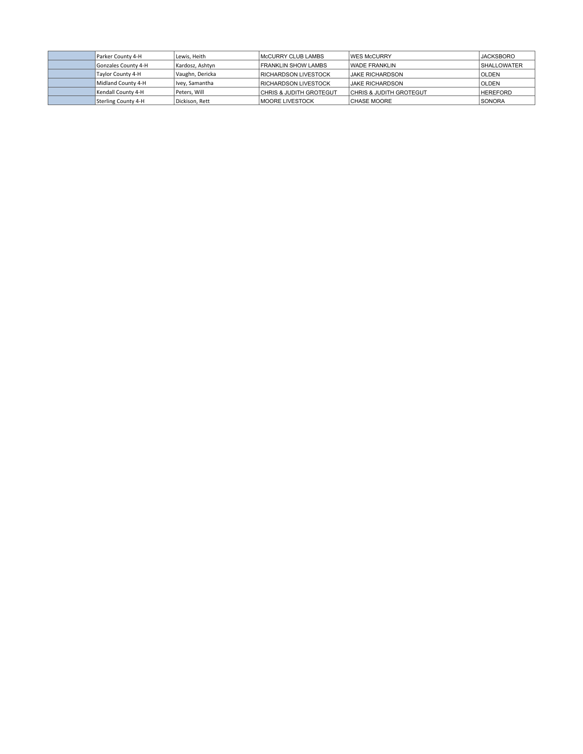| | | | | | |
|---|---|---|---|---|---|
| | Parker County 4-H | Lewis, Heith | McCURRY CLUB LAMBS | WES McCURRY | JACKSBORO |
| | Gonzales County 4-H | Kardosz, Ashtyn | FRANKLIN SHOW LAMBS | WADE FRANKLIN | SHALLOWATER |
| | Taylor County 4-H | Vaughn, Dericka | RICHARDSON LIVESTOCK | JAKE RICHARDSON | OLDEN |
| | Midland County 4-H | Ivey, Samantha | RICHARDSON LIVESTOCK | JAKE RICHARDSON | OLDEN |
| | Kendall County 4-H | Peters, Will | CHRIS & JUDITH GROTEGUT | CHRIS & JUDITH GROTEGUT | HEREFORD |
| | Sterling County 4-H | Dickison, Rett | MOORE LIVESTOCK | CHASE MOORE | SONORA |